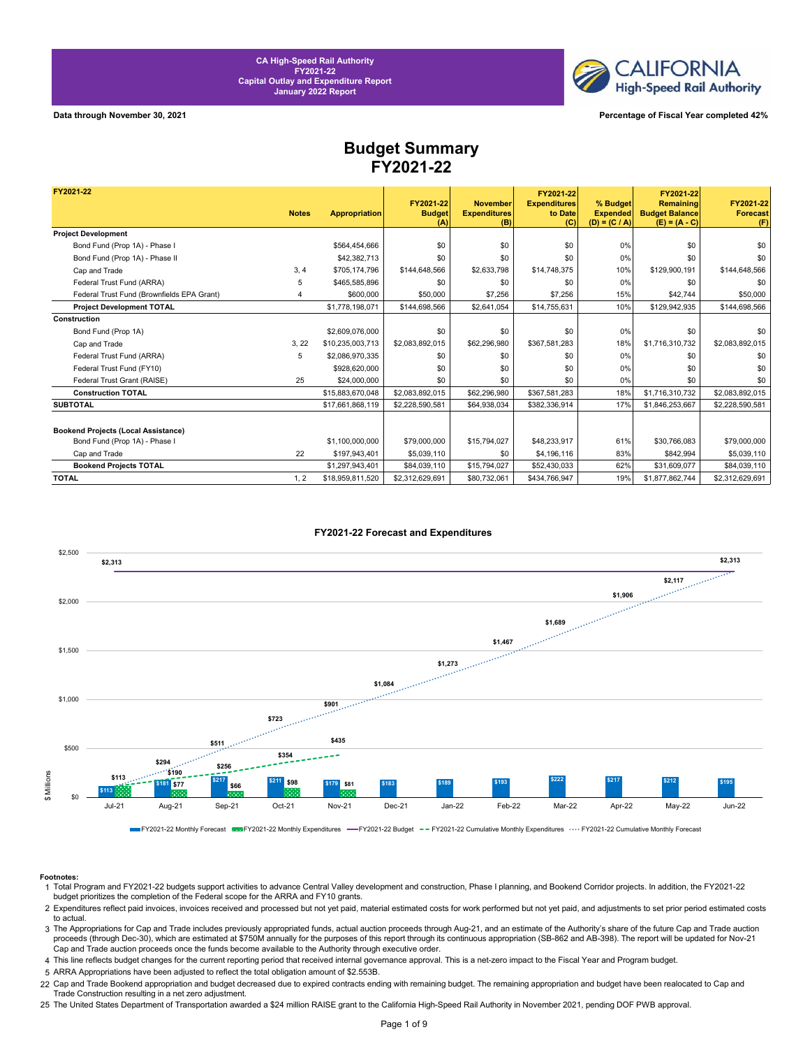CA High-Speed Rail Authority
FY2021-22
Capital Outlay and Expenditure Report
January 2022 Report

**Data through November 30, 2021** | **Percentage of Fiscal Year completed 42%**

# Budget Summary
# FY2021-22

| FY2021-22 | Notes | Appropriation | FY2021-22 Budget (A) | November Expenditures (B) | FY2021-22 Expenditures to Date (C) | % Budget Expended (D) = (C / A) | FY2021-22 Remaining Budget Balance (E) = (A - C) | FY2021-22 Forecast (F) |
|---|---|---|---|---|---|---|---|---|
| **Project Development** | | | | | | | | |
| Bond Fund (Prop 1A) - Phase I | | $564,454,666 | $0 | $0 | $0 | 0% | $0 | $0 |
| Bond Fund (Prop 1A) - Phase II | | $42,382,713 | $0 | $0 | $0 | 0% | $0 | $0 |
| Cap and Trade | 3, 4 | $705,174,796 | $144,648,566 | $2,633,798 | $14,748,375 | 10% | $129,900,191 | $144,648,566 |
| Federal Trust Fund (ARRA) | 5 | $465,585,896 | $0 | $0 | $0 | 0% | $0 | $0 |
| Federal Trust Fund (Brownfields EPA Grant) | 4 | $600,000 | $50,000 | $7,256 | $7,256 | 15% | $42,744 | $50,000 |
| **Project Development TOTAL** | | $1,778,198,071 | $144,698,566 | $2,641,054 | $14,755,631 | 10% | $129,942,935 | $144,698,566 |
| **Construction** | | | | | | | | |
| Bond Fund (Prop 1A) | | $2,609,076,000 | $0 | $0 | $0 | 0% | $0 | $0 |
| Cap and Trade | 3, 22 | $10,235,003,713 | $2,083,892,015 | $62,296,980 | $367,581,283 | 18% | $1,716,310,732 | $2,083,892,015 |
| Federal Trust Fund (ARRA) | 5 | $2,086,970,335 | $0 | $0 | $0 | 0% | $0 | $0 |
| Federal Trust Fund (FY10) | | $928,620,000 | $0 | $0 | $0 | 0% | $0 | $0 |
| Federal Trust Grant (RAISE) | 25 | $24,000,000 | $0 | $0 | $0 | 0% | $0 | $0 |
| **Construction TOTAL** | | $15,883,670,048 | $2,083,892,015 | $62,296,980 | $367,581,283 | 18% | $1,716,310,732 | $2,083,892,015 |
| **SUBTOTAL** | | $17,661,868,119 | $2,228,590,581 | $64,938,034 | $382,336,914 | 17% | $1,846,253,667 | $2,228,590,581 |
| **Bookend Projects (Local Assistance)** | | | | | | | | |
| Bond Fund (Prop 1A) - Phase I | | $1,100,000,000 | $79,000,000 | $15,794,027 | $48,233,917 | 61% | $30,766,083 | $79,000,000 |
| Cap and Trade | 22 | $197,943,401 | $5,039,110 | $0 | $4,196,116 | 83% | $842,994 | $5,039,110 |
| **Bookend Projects TOTAL** | | $1,297,943,401 | $84,039,110 | $15,794,027 | $52,430,033 | 62% | $31,609,077 | $84,039,110 |
| **TOTAL** | 1, 2 | $18,959,811,520 | $2,312,629,691 | $80,732,061 | $434,766,947 | 19% | $1,877,862,744 | $2,312,629,691 |

**FY2021-22 Forecast and Expenditures**

($ Millions)

| Month | FY2021-22 Monthly Forecast | FY2021-22 Monthly Expenditures | FY2021-22 Budget | FY2021-22 Cumulative Monthly Expenditures | FY2021-22 Cumulative Monthly Forecast |
|---|---|---|---|---|---|
| Jul-21 | $113 | $113 | $2,313 | $113 | $113 |
| Aug-21 | $181 | $77 | | $190 | $294 |
| Sep-21 | $217 | $66 | | $256 | $511 |
| Oct-21 | $211 | $98 | | $354 | $723 |
| Nov-21 | $179 | $81 | | $435 | $901 |
| Dec-21 | $183 | | | | $1,084 |
| Jan-22 | $189 | | | | $1,273 |
| Feb-22 | $193 | | | | $1,467 |
| Mar-22 | $222 | | | | $1,689 |
| Apr-22 | $217 | | | | $1,906 |
| May-22 | $212 | | | | $2,117 |
| Jun-22 | $195 | | $2,313 | | $2,313 |

**Footnotes:**

1 Total Program and FY2021-22 budgets support activities to advance Central Valley development and construction, Phase I planning, and Bookend Corridor projects. In addition, the FY2021-22 budget prioritizes the completion of the Federal scope for the ARRA and FY10 grants.

2 Expenditures reflect paid invoices, invoices received and processed but not yet paid, material estimated costs for work performed but not yet paid, and adjustments to set prior period estimated costs to actual.

3 The Appropriations for Cap and Trade includes previously appropriated funds, actual auction proceeds through Aug-21, and an estimate of the Authority's share of the future Cap and Trade auction proceeds (through Dec-30), which are estimated at $750M annually for the purposes of this report through its continuous appropriation (SB-862 and AB-398). The report will be updated for Nov-21 Cap and Trade auction proceeds once the funds become available to the Authority through executive order.

4 This line reflects budget changes for the current reporting period that received internal governance approval. This is a net-zero impact to the Fiscal Year and Program budget.

5 ARRA Appropriations have been adjusted to reflect the total obligation amount of $2.553B.

22 Cap and Trade Bookend appropriation and budget decreased due to expired contracts ending with remaining budget. The remaining appropriation and budget have been realocated to Cap and Trade Construction resulting in a net zero adjustment.

25 The United States Department of Transportation awarded a $24 million RAISE grant to the California High-Speed Rail Authority in November 2021, pending DOF PWB approval.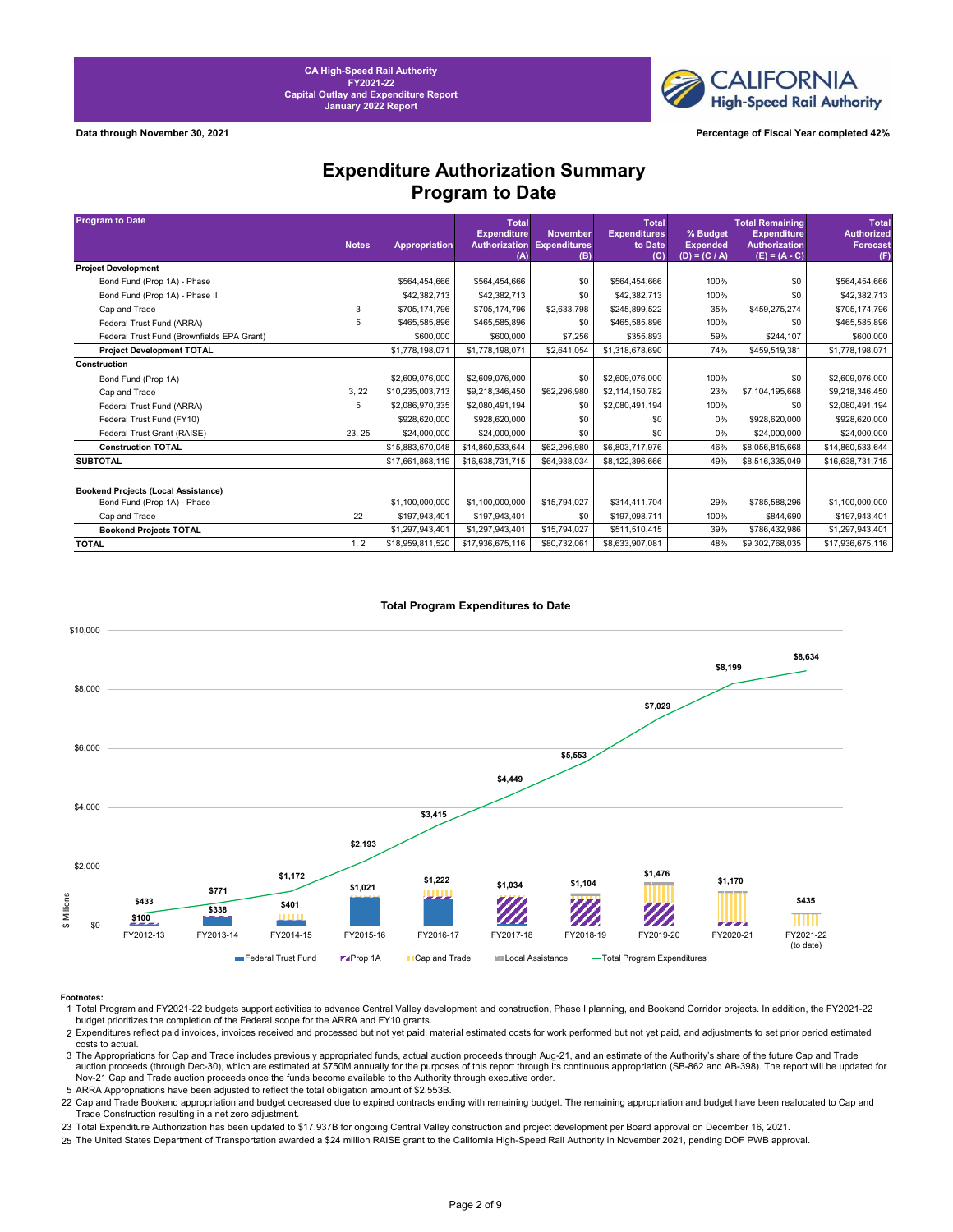CA High-Speed Rail Authority
FY2021-22
Capital Outlay and Expenditure Report
January 2022 Report

CALIFORNIA High-Speed Rail Authority

**Data through November 30, 2021** | **Percentage of Fiscal Year completed 42%**

# Expenditure Authorization Summary
## Program to Date

| Program to Date | Notes | Appropriation | Total Expenditure Authorization (A) | November Expenditures (B) | Total Expenditures to Date (C) | % Budget Expended (D) = (C / A) | Total Remaining Expenditure Authorization (E) = (A - C) | Total Authorized Forecast (F) |
|---|---|---|---|---|---|---|---|---|
| **Project Development** | | | | | | | | |
| Bond Fund (Prop 1A) - Phase I | | $564,454,666 | $564,454,666 | $0 | $564,454,666 | 100% | $0 | $564,454,666 |
| Bond Fund (Prop 1A) - Phase II | | $42,382,713 | $42,382,713 | $0 | $42,382,713 | 100% | $0 | $42,382,713 |
| Cap and Trade | 3 | $705,174,796 | $705,174,796 | $2,633,798 | $245,899,522 | 35% | $459,275,274 | $705,174,796 |
| Federal Trust Fund (ARRA) | 5 | $465,585,896 | $465,585,896 | $0 | $465,585,896 | 100% | $0 | $465,585,896 |
| Federal Trust Fund (Brownfields EPA Grant) | | $600,000 | $600,000 | $7,256 | $355,893 | 59% | $244,107 | $600,000 |
| **Project Development TOTAL** | | $1,778,198,071 | $1,778,198,071 | $2,641,054 | $1,318,678,690 | 74% | $459,519,381 | $1,778,198,071 |
| **Construction** | | | | | | | | |
| Bond Fund (Prop 1A) | | $2,609,076,000 | $2,609,076,000 | $0 | $2,609,076,000 | 100% | $0 | $2,609,076,000 |
| Cap and Trade | 3, 22 | $10,235,003,713 | $9,218,346,450 | $62,296,980 | $2,114,150,782 | 23% | $7,104,195,668 | $9,218,346,450 |
| Federal Trust Fund (ARRA) | 5 | $2,086,970,335 | $2,080,491,194 | $0 | $2,080,491,194 | 100% | $0 | $2,080,491,194 |
| Federal Trust Fund (FY10) | | $928,620,000 | $928,620,000 | $0 | $0 | 0% | $928,620,000 | $928,620,000 |
| Federal Trust Grant (RAISE) | 23, 25 | $24,000,000 | $24,000,000 | $0 | $0 | 0% | $24,000,000 | $24,000,000 |
| **Construction TOTAL** | | $15,883,670,048 | $14,860,533,644 | $62,296,980 | $6,803,717,976 | 46% | $8,056,815,668 | $14,860,533,644 |
| **SUBTOTAL** | | $17,661,868,119 | $16,638,731,715 | $64,938,034 | $8,122,396,666 | 49% | $8,516,335,049 | $16,638,731,715 |
| **Bookend Projects (Local Assistance)** | | | | | | | | |
| Bond Fund (Prop 1A) - Phase I | | $1,100,000,000 | $1,100,000,000 | $15,794,027 | $314,411,704 | 29% | $785,588,296 | $1,100,000,000 |
| Cap and Trade | 22 | $197,943,401 | $197,943,401 | $0 | $197,098,711 | 100% | $844,690 | $197,943,401 |
| **Bookend Projects TOTAL** | | $1,297,943,401 | $1,297,943,401 | $15,794,027 | $511,510,415 | 39% | $786,432,986 | $1,297,943,401 |
| **TOTAL** | 1, 2 | $18,959,811,520 | $17,936,675,116 | $80,732,061 | $8,633,907,081 | 48% | $9,302,768,035 | $17,936,675,116 |

**Total Program Expenditures to Date**

($ Millions)

| Fiscal Year | Annual Expenditures | Total Program Expenditures (cumulative) |
|---|---|---|
| FY2012-13 | $100 | $433 |
| FY2013-14 | $338 | $771 |
| FY2014-15 | $401 | $1,172 |
| FY2015-16 | $1,021 | $2,193 |
| FY2016-17 | $1,222 | $3,415 |
| FY2017-18 | $1,034 | $4,449 |
| FY2018-19 | $1,104 | $5,553 |
| FY2019-20 | $1,476 | $7,029 |
| FY2020-21 | $1,170 | $8,199 |
| FY2021-22 (to date) | $435 | $8,634 |

Legend: Federal Trust Fund; Prop 1A; Cap and Trade; Local Assistance; Total Program Expenditures

**Footnotes:**

1 Total Program and FY2021-22 budgets support activities to advance Central Valley development and construction, Phase I planning, and Bookend Corridor projects. In addition, the FY2021-22 budget prioritizes the completion of the Federal scope for the ARRA and FY10 grants.

2 Expenditures reflect paid invoices, invoices received and processed but not yet paid, material estimated costs for work performed but not yet paid, and adjustments to set prior period estimated costs to actual.

3 The Appropriations for Cap and Trade includes previously appropriated funds, actual auction proceeds through Aug-21, and an estimate of the Authority's share of the future Cap and Trade auction proceeds (through Dec-30), which are estimated at $750M annually for the purposes of this report through its continuous appropriation (SB-862 and AB-398). The report will be updated for Nov-21 Cap and Trade auction proceeds once the funds become available to the Authority through executive order.

5 ARRA Appropriations have been adjusted to reflect the total obligation amount of $2.553B.

22 Cap and Trade Bookend appropriation and budget decreased due to expired contracts ending with remaining budget. The remaining appropriation and budget have been realocated to Cap and Trade Construction resulting in a net zero adjustment.

23 Total Expenditure Authorization has been updated to $17.937B for ongoing Central Valley construction and project development per Board approval on December 16, 2021.

25 The United States Department of Transportation awarded a $24 million RAISE grant to the California High-Speed Rail Authority in November 2021, pending DOF PWB approval.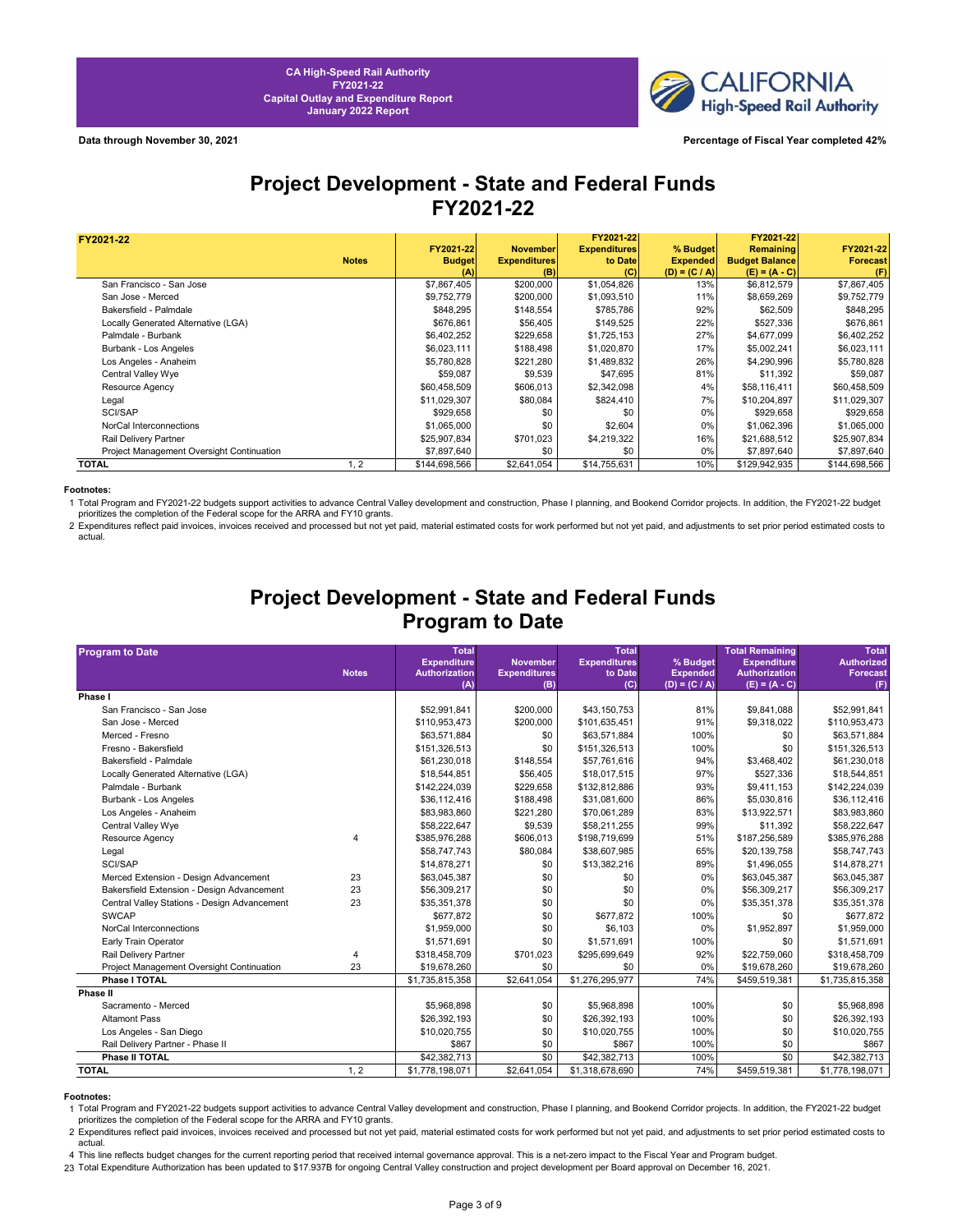CA High-Speed Rail Authority
FY2021-22
Capital Outlay and Expenditure Report
January 2022 Report

**Data through November 30, 2021**

**Percentage of Fiscal Year completed 42%**

# Project Development - State and Federal Funds FY2021-22

| FY2021-22 | Notes | FY2021-22 Budget (A) | November Expenditures (B) | FY2021-22 Expenditures to Date (C) | % Budget Expended (D) = (C / A) | FY2021-22 Remaining Budget Balance (E) = (A - C) | FY2021-22 Forecast (F) |
|---|---|---|---|---|---|---|---|
| San Francisco - San Jose | | $7,867,405 | $200,000 | $1,054,826 | 13% | $6,812,579 | $7,867,405 |
| San Jose - Merced | | $9,752,779 | $200,000 | $1,093,510 | 11% | $8,659,269 | $9,752,779 |
| Bakersfield - Palmdale | | $848,295 | $148,554 | $785,786 | 92% | $62,509 | $848,295 |
| Locally Generated Alternative (LGA) | | $676,861 | $56,405 | $149,525 | 22% | $527,336 | $676,861 |
| Palmdale - Burbank | | $6,402,252 | $229,658 | $1,725,153 | 27% | $4,677,099 | $6,402,252 |
| Burbank - Los Angeles | | $6,023,111 | $188,498 | $1,020,870 | 17% | $5,002,241 | $6,023,111 |
| Los Angeles - Anaheim | | $5,780,828 | $221,280 | $1,489,832 | 26% | $4,290,996 | $5,780,828 |
| Central Valley Wye | | $59,087 | $9,539 | $47,695 | 81% | $11,392 | $59,087 |
| Resource Agency | | $60,458,509 | $606,013 | $2,342,098 | 4% | $58,116,411 | $60,458,509 |
| Legal | | $11,029,307 | $80,084 | $824,410 | 7% | $10,204,897 | $11,029,307 |
| SCI/SAP | | $929,658 | $0 | $0 | 0% | $929,658 | $929,658 |
| NorCal Interconnections | | $1,065,000 | $0 | $2,604 | 0% | $1,062,396 | $1,065,000 |
| Rail Delivery Partner | | $25,907,834 | $701,023 | $4,219,322 | 16% | $21,688,512 | $25,907,834 |
| Project Management Oversight Continuation | | $7,897,640 | $0 | $0 | 0% | $7,897,640 | $7,897,640 |
| **TOTAL** | 1, 2 | $144,698,566 | $2,641,054 | $14,755,631 | 10% | $129,942,935 | $144,698,566 |

**Footnotes:**

1 Total Program and FY2021-22 budgets support activities to advance Central Valley development and construction, Phase I planning, and Bookend Corridor projects. In addition, the FY2021-22 budget prioritizes the completion of the Federal scope for the ARRA and FY10 grants.

2 Expenditures reflect paid invoices, invoices received and processed but not yet paid, material estimated costs for work performed but not yet paid, and adjustments to set prior period estimated costs to actual.

# Project Development - State and Federal Funds Program to Date

| Program to Date | Notes | Total Expenditure Authorization (A) | November Expenditures (B) | Total Expenditures to Date (C) | % Budget Expended (D) = (C / A) | Total Remaining Expenditure Authorization (E) = (A - C) | Total Authorized Forecast (F) |
|---|---|---|---|---|---|---|---|
| **Phase I** | | | | | | | |
| San Francisco - San Jose | | $52,991,841 | $200,000 | $43,150,753 | 81% | $9,841,088 | $52,991,841 |
| San Jose - Merced | | $110,953,473 | $200,000 | $101,635,451 | 91% | $9,318,022 | $110,953,473 |
| Merced - Fresno | | $63,571,884 | $0 | $63,571,884 | 100% | $0 | $63,571,884 |
| Fresno - Bakersfield | | $151,326,513 | $0 | $151,326,513 | 100% | $0 | $151,326,513 |
| Bakersfield - Palmdale | | $61,230,018 | $148,554 | $57,761,616 | 94% | $3,468,402 | $61,230,018 |
| Locally Generated Alternative (LGA) | | $18,544,851 | $56,405 | $18,017,515 | 97% | $527,336 | $18,544,851 |
| Palmdale - Burbank | | $142,224,039 | $229,658 | $132,812,886 | 93% | $9,411,153 | $142,224,039 |
| Burbank - Los Angeles | | $36,112,416 | $188,498 | $31,081,600 | 86% | $5,030,816 | $36,112,416 |
| Los Angeles - Anaheim | | $83,983,860 | $221,280 | $70,061,289 | 83% | $13,922,571 | $83,983,860 |
| Central Valley Wye | | $58,222,647 | $9,539 | $58,211,255 | 99% | $11,392 | $58,222,647 |
| Resource Agency | 4 | $385,976,288 | $606,013 | $198,719,699 | 51% | $187,256,589 | $385,976,288 |
| Legal | | $58,747,743 | $80,084 | $38,607,985 | 65% | $20,139,758 | $58,747,743 |
| SCI/SAP | | $14,878,271 | $0 | $13,382,216 | 89% | $1,496,055 | $14,878,271 |
| Merced Extension - Design Advancement | 23 | $63,045,387 | $0 | $0 | 0% | $63,045,387 | $63,045,387 |
| Bakersfield Extension - Design Advancement | 23 | $56,309,217 | $0 | $0 | 0% | $56,309,217 | $56,309,217 |
| Central Valley Stations - Design Advancement | 23 | $35,351,378 | $0 | $0 | 0% | $35,351,378 | $35,351,378 |
| SWCAP | | $677,872 | $0 | $677,872 | 100% | $0 | $677,872 |
| NorCal Interconnections | | $1,959,000 | $0 | $6,103 | 0% | $1,952,897 | $1,959,000 |
| Early Train Operator | | $1,571,691 | $0 | $1,571,691 | 100% | $0 | $1,571,691 |
| Rail Delivery Partner | 4 | $318,458,709 | $701,023 | $295,699,649 | 92% | $22,759,060 | $318,458,709 |
| Project Management Oversight Continuation | 23 | $19,678,260 | $0 | $0 | 0% | $19,678,260 | $19,678,260 |
| **Phase I TOTAL** | | $1,735,815,358 | $2,641,054 | $1,276,295,977 | 74% | $459,519,381 | $1,735,815,358 |
| **Phase II** | | | | | | | |
| Sacramento - Merced | | $5,968,898 | $0 | $5,968,898 | 100% | $0 | $5,968,898 |
| Altamont Pass | | $26,392,193 | $0 | $26,392,193 | 100% | $0 | $26,392,193 |
| Los Angeles - San Diego | | $10,020,755 | $0 | $10,020,755 | 100% | $0 | $10,020,755 |
| Rail Delivery Partner - Phase II | | $867 | $0 | $867 | 100% | $0 | $867 |
| **Phase II TOTAL** | | $42,382,713 | $0 | $42,382,713 | 100% | $0 | $42,382,713 |
| **TOTAL** | 1, 2 | $1,778,198,071 | $2,641,054 | $1,318,678,690 | 74% | $459,519,381 | $1,778,198,071 |

**Footnotes:**

1 Total Program and FY2021-22 budgets support activities to advance Central Valley development and construction, Phase I planning, and Bookend Corridor projects. In addition, the FY2021-22 budget prioritizes the completion of the Federal scope for the ARRA and FY10 grants.

2 Expenditures reflect paid invoices, invoices received and processed but not yet paid, material estimated costs for work performed but not yet paid, and adjustments to set prior period estimated costs to actual.

4 This line reflects budget changes for the current reporting period that received internal governance approval. This is a net-zero impact to the Fiscal Year and Program budget.

23 Total Expenditure Authorization has been updated to $17.937B for ongoing Central Valley construction and project development per Board approval on December 16, 2021.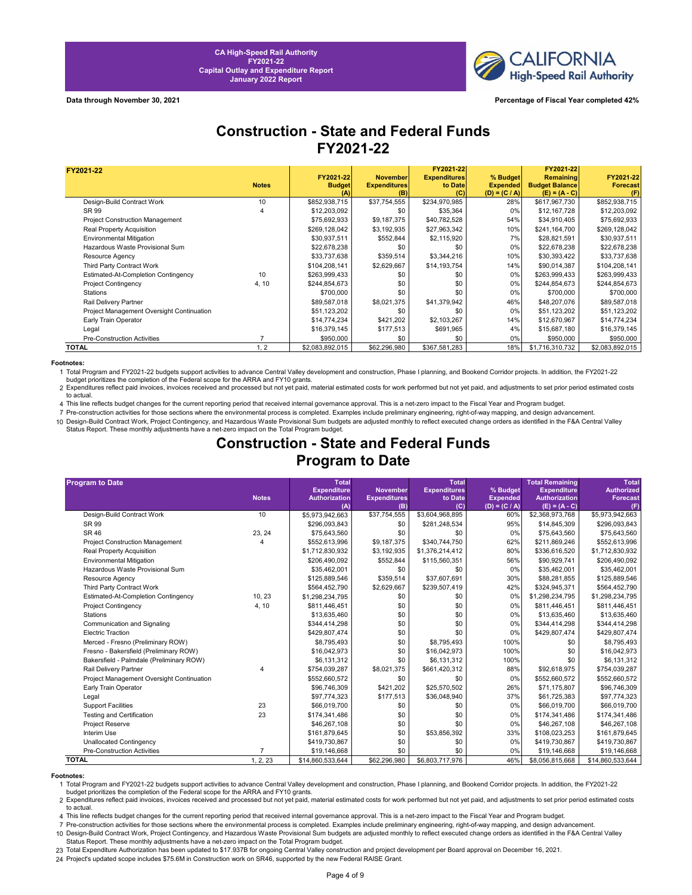CA High-Speed Rail Authority
FY2021-22
Capital Outlay and Expenditure Report
January 2022 Report

**Data through November 30, 2021**

**Percentage of Fiscal Year completed 42%**

# Construction - State and Federal Funds
# FY2021-22

| FY2021-22 | Notes | FY2021-22 Budget (A) | November Expenditures (B) | FY2021-22 Expenditures to Date (C) | % Budget Expended (D) = (C / A) | FY2021-22 Remaining Budget Balance (E) = (A - C) | FY2021-22 Forecast (F) |
|---|---|---|---|---|---|---|---|
| Design-Build Contract Work | 10 | $852,938,715 | $37,754,555 | $234,970,985 | 28% | $617,967,730 | $852,938,715 |
| SR 99 | 4 | $12,203,092 | $0 | $35,364 | 0% | $12,167,728 | $12,203,092 |
| Project Construction Management | | $75,692,933 | $9,187,375 | $40,782,528 | 54% | $34,910,405 | $75,692,933 |
| Real Property Acquisition | | $269,128,042 | $3,192,935 | $27,963,342 | 10% | $241,164,700 | $269,128,042 |
| Environmental Mitigation | | $30,937,511 | $552,844 | $2,115,920 | 7% | $28,821,591 | $30,937,511 |
| Hazardous Waste Provisional Sum | | $22,678,238 | $0 | $0 | 0% | $22,678,238 | $22,678,238 |
| Resource Agency | | $33,737,638 | $359,514 | $3,344,216 | 10% | $30,393,422 | $33,737,638 |
| Third Party Contract Work | | $104,208,141 | $2,629,667 | $14,193,754 | 14% | $90,014,387 | $104,208,141 |
| Estimated-At-Completion Contingency | 10 | $263,999,433 | $0 | $0 | 0% | $263,999,433 | $263,999,433 |
| Project Contingency | 4, 10 | $244,854,673 | $0 | $0 | 0% | $244,854,673 | $244,854,673 |
| Stations | | $700,000 | $0 | $0 | 0% | $700,000 | $700,000 |
| Rail Delivery Partner | | $89,587,018 | $8,021,375 | $41,379,942 | 46% | $48,207,076 | $89,587,018 |
| Project Management Oversight Continuation | | $51,123,202 | $0 | $0 | 0% | $51,123,202 | $51,123,202 |
| Early Train Operator | | $14,774,234 | $421,202 | $2,103,267 | 14% | $12,670,967 | $14,774,234 |
| Legal | | $16,379,145 | $177,513 | $691,965 | 4% | $15,687,180 | $16,379,145 |
| Pre-Construction Activities | 7 | $950,000 | $0 | $0 | 0% | $950,000 | $950,000 |
| **TOTAL** | 1, 2 | $2,083,892,015 | $62,296,980 | $367,581,283 | 18% | $1,716,310,732 | $2,083,892,015 |

**Footnotes:**

1 Total Program and FY2021-22 budgets support activities to advance Central Valley development and construction, Phase I planning, and Bookend Corridor projects. In addition, the FY2021-22 budget prioritizes the completion of the Federal scope for the ARRA and FY10 grants.

2 Expenditures reflect paid invoices, invoices received and processed but not yet paid, material estimated costs for work performed but not yet paid, and adjustments to set prior period estimated costs to actual.

4 This line reflects budget changes for the current reporting period that received internal governance approval. This is a net-zero impact to the Fiscal Year and Program budget.

7 Pre-construction activities for those sections where the environmental process is completed. Examples include preliminary engineering, right-of-way mapping, and design advancement.

10 Design-Build Contract Work, Project Contingency, and Hazardous Waste Provisional Sum budgets are adjusted monthly to reflect executed change orders as identified in the F&A Central Valley Status Report. These monthly adjustments have a net-zero impact on the Total Program budget.

# Construction - State and Federal Funds
# Program to Date

| Program to Date | Notes | Total Expenditure Authorization (A) | November Expenditures (B) | Total Expenditures to Date (C) | % Budget Expended (D) = (C / A) | Total Remaining Expenditure Authorization (E) = (A - C) | Total Authorized Forecast (F) |
|---|---|---|---|---|---|---|---|
| Design-Build Contract Work | 10 | $5,973,942,663 | $37,754,555 | $3,604,968,895 | 60% | $2,368,973,768 | $5,973,942,663 |
| SR 99 | | $296,093,843 | $0 | $281,248,534 | 95% | $14,845,309 | $296,093,843 |
| SR 46 | 23, 24 | $75,643,560 | $0 | $0 | 0% | $75,643,560 | $75,643,560 |
| Project Construction Management | 4 | $552,613,996 | $9,187,375 | $340,744,750 | 62% | $211,869,246 | $552,613,996 |
| Real Property Acquisition | | $1,712,830,932 | $3,192,935 | $1,376,214,412 | 80% | $336,616,520 | $1,712,830,932 |
| Environmental Mitigation | | $206,490,092 | $552,844 | $115,560,351 | 56% | $90,929,741 | $206,490,092 |
| Hazardous Waste Provisional Sum | | $35,462,001 | $0 | $0 | 0% | $35,462,001 | $35,462,001 |
| Resource Agency | | $125,889,546 | $359,514 | $37,607,691 | 30% | $88,281,855 | $125,889,546 |
| Third Party Contract Work | | $564,452,790 | $2,629,667 | $239,507,419 | 42% | $324,945,371 | $564,452,790 |
| Estimated-At-Completion Contingency | 10, 23 | $1,298,234,795 | $0 | $0 | 0% | $1,298,234,795 | $1,298,234,795 |
| Project Contingency | 4, 10 | $811,446,451 | $0 | $0 | 0% | $811,446,451 | $811,446,451 |
| Stations | | $13,635,460 | $0 | $0 | 0% | $13,635,460 | $13,635,460 |
| Communication and Signaling | | $344,414,298 | $0 | $0 | 0% | $344,414,298 | $344,414,298 |
| Electric Traction | | $429,807,474 | $0 | $0 | 0% | $429,807,474 | $429,807,474 |
| Merced - Fresno (Preliminary ROW) | | $8,795,493 | $0 | $8,795,493 | 100% | $0 | $8,795,493 |
| Fresno - Bakersfield (Preliminary ROW) | | $16,042,973 | $0 | $16,042,973 | 100% | $0 | $16,042,973 |
| Bakersfield - Palmdale (Preliminary ROW) | | $6,131,312 | $0 | $6,131,312 | 100% | $0 | $6,131,312 |
| Rail Delivery Partner | 4 | $754,039,287 | $8,021,375 | $661,420,312 | 88% | $92,618,975 | $754,039,287 |
| Project Management Oversight Continuation | | $552,660,572 | $0 | $0 | 0% | $552,660,572 | $552,660,572 |
| Early Train Operator | | $96,746,309 | $421,202 | $25,570,502 | 26% | $71,175,807 | $96,746,309 |
| Legal | | $97,774,323 | $177,513 | $36,048,940 | 37% | $61,725,383 | $97,774,323 |
| Support Facilities | 23 | $66,019,700 | $0 | $0 | 0% | $66,019,700 | $66,019,700 |
| Testing and Certification | 23 | $174,341,486 | $0 | $0 | 0% | $174,341,486 | $174,341,486 |
| Project Reserve | | $46,267,108 | $0 | $0 | 0% | $46,267,108 | $46,267,108 |
| Interim Use | | $161,879,645 | $0 | $53,856,392 | 33% | $108,023,253 | $161,879,645 |
| Unallocated Contingency | | $419,730,867 | $0 | $0 | 0% | $419,730,867 | $419,730,867 |
| Pre-Construction Activities | 7 | $19,146,668 | $0 | $0 | 0% | $19,146,668 | $19,146,668 |
| **TOTAL** | 1, 2, 23 | $14,860,533,644 | $62,296,980 | $6,803,717,976 | 46% | $8,056,815,668 | $14,860,533,644 |

**Footnotes:**

1 Total Program and FY2021-22 budgets support activities to advance Central Valley development and construction, Phase I planning, and Bookend Corridor projects. In addition, the FY2021-22 budget prioritizes the completion of the Federal scope for the ARRA and FY10 grants.

2 Expenditures reflect paid invoices, invoices received and processed but not yet paid, material estimated costs for work performed but not yet paid, and adjustments to set prior period estimated costs to actual.

4 This line reflects budget changes for the current reporting period that received internal governance approval. This is a net-zero impact to the Fiscal Year and Program budget.

7 Pre-construction activities for those sections where the environmental process is completed. Examples include preliminary engineering, right-of-way mapping, and design advancement.

10 Design-Build Contract Work, Project Contingency, and Hazardous Waste Provisional Sum budgets are adjusted monthly to reflect executed change orders as identified in the F&A Central Valley Status Report. These monthly adjustments have a net-zero impact on the Total Program budget.

23 Total Expenditure Authorization has been updated to $17.937B for ongoing Central Valley construction and project development per Board approval on December 16, 2021.

24 Project's updated scope includes $75.6M in Construction work on SR46, supported by the new Federal RAISE Grant.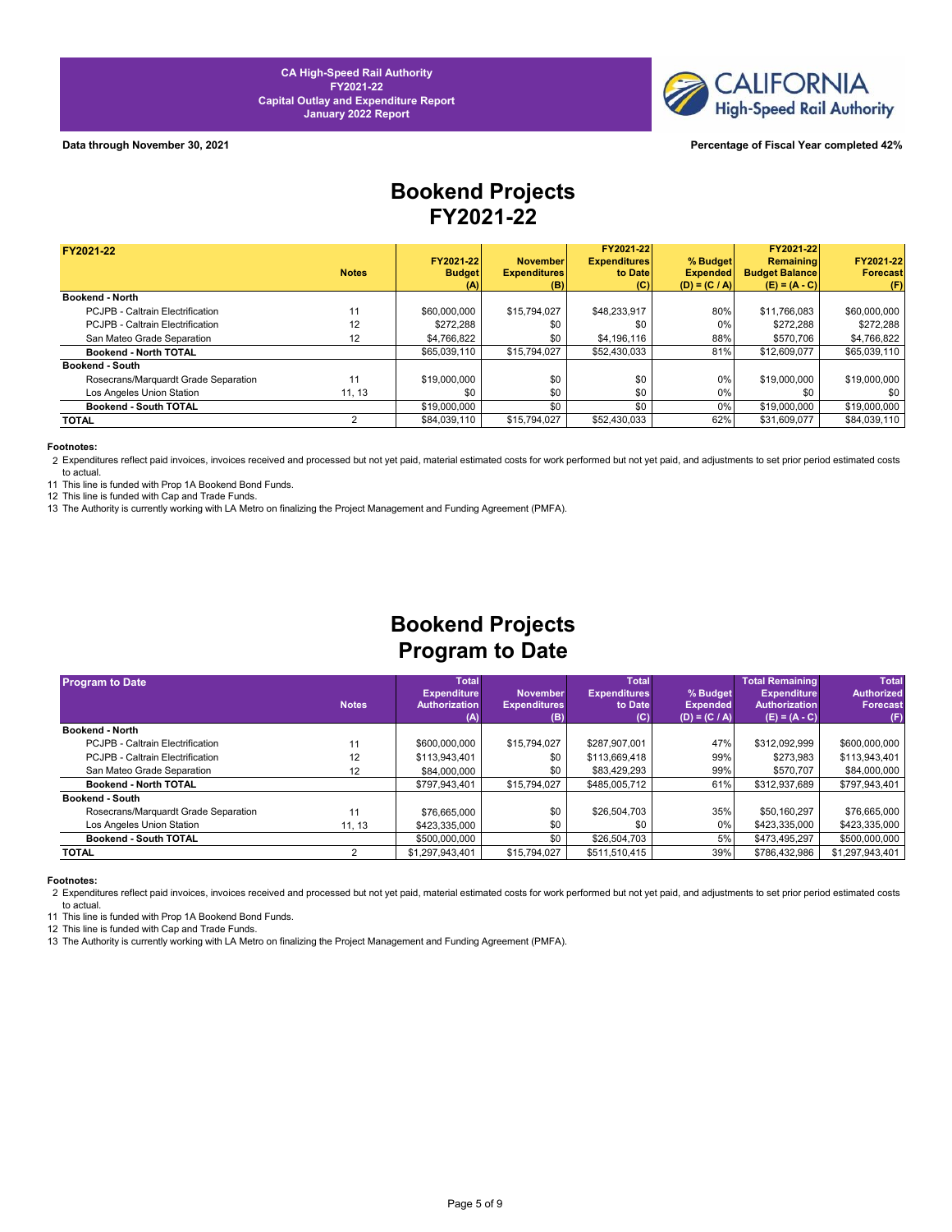CA High-Speed Rail Authority
FY2021-22
Capital Outlay and Expenditure Report
January 2022 Report

**Data through November 30, 2021**

**Percentage of Fiscal Year completed 42%**

# Bookend Projects FY2021-22

| FY2021-22 | Notes | FY2021-22 Budget (A) | November Expenditures (B) | FY2021-22 Expenditures to Date (C) | % Budget Expended (D) = (C / A) | FY2021-22 Remaining Budget Balance (E) = (A - C) | FY2021-22 Forecast (F) |
|---|---|---|---|---|---|---|---|
| **Bookend - North** | | | | | | | |
| PCJPB - Caltrain Electrification | 11 | $60,000,000 | $15,794,027 | $48,233,917 | 80% | $11,766,083 | $60,000,000 |
| PCJPB - Caltrain Electrification | 12 | $272,288 | $0 | $0 | 0% | $272,288 | $272,288 |
| San Mateo Grade Separation | 12 | $4,766,822 | $0 | $4,196,116 | 88% | $570,706 | $4,766,822 |
| **Bookend - North TOTAL** | | $65,039,110 | $15,794,027 | $52,430,033 | 81% | $12,609,077 | $65,039,110 |
| **Bookend - South** | | | | | | | |
| Rosecrans/Marquardt Grade Separation | 11 | $19,000,000 | $0 | $0 | 0% | $19,000,000 | $19,000,000 |
| Los Angeles Union Station | 11, 13 | $0 | $0 | $0 | 0% | $0 | $0 |
| **Bookend - South TOTAL** | | $19,000,000 | $0 | $0 | 0% | $19,000,000 | $19,000,000 |
| **TOTAL** | 2 | $84,039,110 | $15,794,027 | $52,430,033 | 62% | $31,609,077 | $84,039,110 |

**Footnotes:**

2 Expenditures reflect paid invoices, invoices received and processed but not yet paid, material estimated costs for work performed but not yet paid, and adjustments to set prior period estimated costs to actual.

11 This line is funded with Prop 1A Bookend Bond Funds.

12 This line is funded with Cap and Trade Funds.

13 The Authority is currently working with LA Metro on finalizing the Project Management and Funding Agreement (PMFA).

# Bookend Projects Program to Date

| Program to Date | Notes | Total Expenditure Authorization (A) | November Expenditures (B) | Total Expenditures to Date (C) | % Budget Expended (D) = (C / A) | Total Remaining Expenditure Authorization (E) = (A - C) | Total Authorized Forecast (F) |
|---|---|---|---|---|---|---|---|
| **Bookend - North** | | | | | | | |
| PCJPB - Caltrain Electrification | 11 | $600,000,000 | $15,794,027 | $287,907,001 | 47% | $312,092,999 | $600,000,000 |
| PCJPB - Caltrain Electrification | 12 | $113,943,401 | $0 | $113,669,418 | 99% | $273,983 | $113,943,401 |
| San Mateo Grade Separation | 12 | $84,000,000 | $0 | $83,429,293 | 99% | $570,707 | $84,000,000 |
| **Bookend - North TOTAL** | | $797,943,401 | $15,794,027 | $485,005,712 | 61% | $312,937,689 | $797,943,401 |
| **Bookend - South** | | | | | | | |
| Rosecrans/Marquardt Grade Separation | 11 | $76,665,000 | $0 | $26,504,703 | 35% | $50,160,297 | $76,665,000 |
| Los Angeles Union Station | 11, 13 | $423,335,000 | $0 | $0 | 0% | $423,335,000 | $423,335,000 |
| **Bookend - South TOTAL** | | $500,000,000 | $0 | $26,504,703 | 5% | $473,495,297 | $500,000,000 |
| **TOTAL** | 2 | $1,297,943,401 | $15,794,027 | $511,510,415 | 39% | $786,432,986 | $1,297,943,401 |

**Footnotes:**

2 Expenditures reflect paid invoices, invoices received and processed but not yet paid, material estimated costs for work performed but not yet paid, and adjustments to set prior period estimated costs to actual.

11 This line is funded with Prop 1A Bookend Bond Funds.

12 This line is funded with Cap and Trade Funds.

13 The Authority is currently working with LA Metro on finalizing the Project Management and Funding Agreement (PMFA).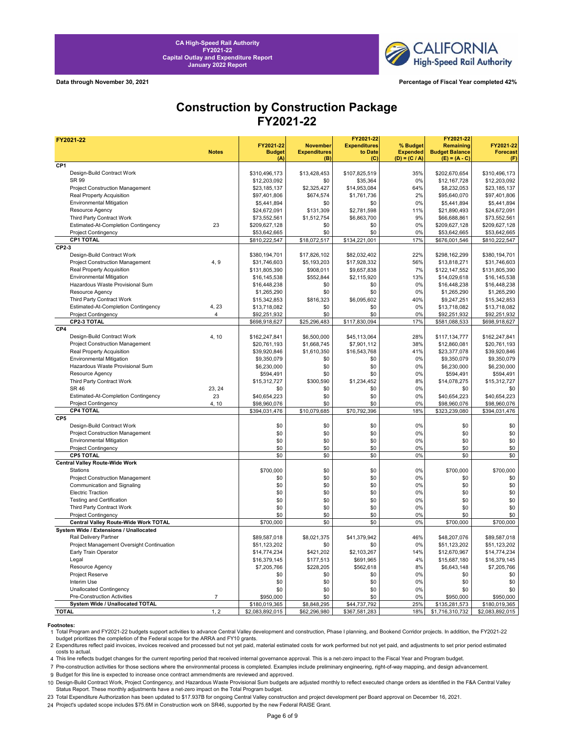CA High-Speed Rail Authority
FY2021-22
Capital Outlay and Expenditure Report
January 2022 Report

CALIFORNIA High-Speed Rail Authority

**Data through November 30, 2021** | **Percentage of Fiscal Year completed 42%**

# Construction by Construction Package
# FY2021-22

| FY2021-22 | Notes | FY2021-22 Budget (A) | November Expenditures (B) | FY2021-22 Expenditures to Date (C) | % Budget Expended (D) = (C / A) | FY2021-22 Remaining Budget Balance (E) = (A - C) | FY2021-22 Forecast (F) |
|---|---|---|---|---|---|---|---|
| **CP1** | | | | | | | |
| Design-Build Contract Work | | $310,496,173 | $13,428,453 | $107,825,519 | 35% | $202,670,654 | $310,496,173 |
| SR 99 | | $12,203,092 | $0 | $35,364 | 0% | $12,167,728 | $12,203,092 |
| Project Construction Management | | $23,185,137 | $2,325,427 | $14,953,084 | 64% | $8,232,053 | $23,185,137 |
| Real Property Acquisition | | $97,401,806 | $674,574 | $1,761,736 | 2% | $95,640,070 | $97,401,806 |
| Environmental Mitigation | | $5,441,894 | $0 | $0 | 0% | $5,441,894 | $5,441,894 |
| Resource Agency | | $24,672,091 | $131,309 | $2,781,598 | 11% | $21,890,493 | $24,672,091 |
| Third Party Contract Work | | $73,552,561 | $1,512,754 | $6,863,700 | 9% | $66,688,861 | $73,552,561 |
| Estimated-At-Completion Contingency | 23 | $209,627,128 | $0 | $0 | 0% | $209,627,128 | $209,627,128 |
| Project Contingency | | $53,642,665 | $0 | $0 | 0% | $53,642,665 | $53,642,665 |
| **CP1 TOTAL** | | $810,222,547 | $18,072,517 | $134,221,001 | 17% | $676,001,546 | $810,222,547 |
| **CP2-3** | | | | | | | |
| Design-Build Contract Work | | $380,194,701 | $17,826,102 | $82,032,402 | 22% | $298,162,299 | $380,194,701 |
| Project Construction Management | 4, 9 | $31,746,603 | $5,193,203 | $17,928,332 | 56% | $13,818,271 | $31,746,603 |
| Real Property Acquisition | | $131,805,390 | $908,011 | $9,657,838 | 7% | $122,147,552 | $131,805,390 |
| Environmental Mitigation | | $16,145,538 | $552,844 | $2,115,920 | 13% | $14,029,618 | $16,145,538 |
| Hazardous Waste Provisional Sum | | $16,448,238 | $0 | $0 | 0% | $16,448,238 | $16,448,238 |
| Resource Agency | | $1,265,290 | $0 | $0 | 0% | $1,265,290 | $1,265,290 |
| Third Party Contract Work | | $15,342,853 | $816,323 | $6,095,602 | 40% | $9,247,251 | $15,342,853 |
| Estimated-At-Completion Contingency | 4, 23 | $13,718,082 | $0 | $0 | 0% | $13,718,082 | $13,718,082 |
| Project Contingency | 4 | $92,251,932 | $0 | $0 | 0% | $92,251,932 | $92,251,932 |
| **CP2-3 TOTAL** | | $698,918,627 | $25,296,483 | $117,830,094 | 17% | $581,088,533 | $698,918,627 |
| **CP4** | | | | | | | |
| Design-Build Contract Work | 4, 10 | $162,247,841 | $6,500,000 | $45,113,064 | 28% | $117,134,777 | $162,247,841 |
| Project Construction Management | | $20,761,193 | $1,668,745 | $7,901,112 | 38% | $12,860,081 | $20,761,193 |
| Real Property Acquisition | | $39,920,846 | $1,610,350 | $16,543,768 | 41% | $23,377,078 | $39,920,846 |
| Environmental Mitigation | | $9,350,079 | $0 | $0 | 0% | $9,350,079 | $9,350,079 |
| Hazardous Waste Provisional Sum | | $6,230,000 | $0 | $0 | 0% | $6,230,000 | $6,230,000 |
| Resource Agency | | $594,491 | $0 | $0 | 0% | $594,491 | $594,491 |
| Third Party Contract Work | | $15,312,727 | $300,590 | $1,234,452 | 8% | $14,078,275 | $15,312,727 |
| SR 46 | 23, 24 | $0 | $0 | $0 | 0% | $0 | $0 |
| Estimated-At-Completion Contingency | 23 | $40,654,223 | $0 | $0 | 0% | $40,654,223 | $40,654,223 |
| Project Contingency | 4, 10 | $98,960,076 | $0 | $0 | 0% | $98,960,076 | $98,960,076 |
| **CP4 TOTAL** | | $394,031,476 | $10,079,685 | $70,792,396 | 18% | $323,239,080 | $394,031,476 |
| **CP5** | | | | | | | |
| Design-Build Contract Work | | $0 | $0 | $0 | 0% | $0 | $0 |
| Project Construction Management | | $0 | $0 | $0 | 0% | $0 | $0 |
| Environmental Mitigation | | $0 | $0 | $0 | 0% | $0 | $0 |
| Project Contingency | | $0 | $0 | $0 | 0% | $0 | $0 |
| **CP5 TOTAL** | | $0 | $0 | $0 | 0% | $0 | $0 |
| **Central Valley Route-Wide Work** | | | | | | | |
| Stations | | $700,000 | $0 | $0 | 0% | $700,000 | $700,000 |
| Project Construction Management | | $0 | $0 | $0 | 0% | $0 | $0 |
| Communication and Signaling | | $0 | $0 | $0 | 0% | $0 | $0 |
| Electric Traction | | $0 | $0 | $0 | 0% | $0 | $0 |
| Testing and Certification | | $0 | $0 | $0 | 0% | $0 | $0 |
| Third Party Contract Work | | $0 | $0 | $0 | 0% | $0 | $0 |
| Project Contingency | | $0 | $0 | $0 | 0% | $0 | $0 |
| **Central Valley Route-Wide Work TOTAL** | | $700,000 | $0 | $0 | 0% | $700,000 | $700,000 |
| **System Wide / Extensions / Unallocated** | | | | | | | |
| Rail Delivery Partner | | $89,587,018 | $8,021,375 | $41,379,942 | 46% | $48,207,076 | $89,587,018 |
| Project Management Oversight Continuation | | $51,123,202 | $0 | $0 | 0% | $51,123,202 | $51,123,202 |
| Early Train Operator | | $14,774,234 | $421,202 | $2,103,267 | 14% | $12,670,967 | $14,774,234 |
| Legal | | $16,379,145 | $177,513 | $691,965 | 4% | $15,687,180 | $16,379,145 |
| Resource Agency | | $7,205,766 | $228,205 | $562,618 | 8% | $6,643,148 | $7,205,766 |
| Project Reserve | | $0 | $0 | $0 | 0% | $0 | $0 |
| Interim Use | | $0 | $0 | $0 | 0% | $0 | $0 |
| Unallocated Contingency | | $0 | $0 | $0 | 0% | $0 | $0 |
| Pre-Construction Activities | 7 | $950,000 | $0 | $0 | 0% | $950,000 | $950,000 |
| **System Wide / Unallocated TOTAL** | | $180,019,365 | $8,848,295 | $44,737,792 | 25% | $135,281,573 | $180,019,365 |
| **TOTAL** | 1, 2 | $2,083,892,015 | $62,296,980 | $367,581,283 | 18% | $1,716,310,732 | $2,083,892,015 |

**Footnotes:**

1 Total Program and FY2021-22 budgets support activities to advance Central Valley development and construction, Phase I planning, and Bookend Corridor projects. In addition, the FY2021-22 budget prioritizes the completion of the Federal scope for the ARRA and FY10 grants.

2 Expenditures reflect paid invoices, invoices received and processed but not yet paid, material estimated costs for work performed but not yet paid, and adjustments to set prior period estimated costs to actual.

4 This line reflects budget changes for the current reporting period that received internal governance approval. This is a net-zero impact to the Fiscal Year and Program budget.

7 Pre-construction activities for those sections where the environmental process is completed. Examples include preliminary engineering, right-of-way mapping, and design advancement.

9 Budget for this line is expected to increase once contract ammendments are reviewed and approved.

10 Design-Build Contract Work, Project Contingency, and Hazardous Waste Provisional Sum budgets are adjusted monthly to reflect executed change orders as identified in the F&A Central Valley Status Report. These monthly adjustments have a net-zero impact on the Total Program budget.

23 Total Expenditure Authorization has been updated to $17.937B for ongoing Central Valley construction and project development per Board approval on December 16, 2021.

24 Project's updated scope includes $75.6M in Construction work on SR46, supported by the new Federal RAISE Grant.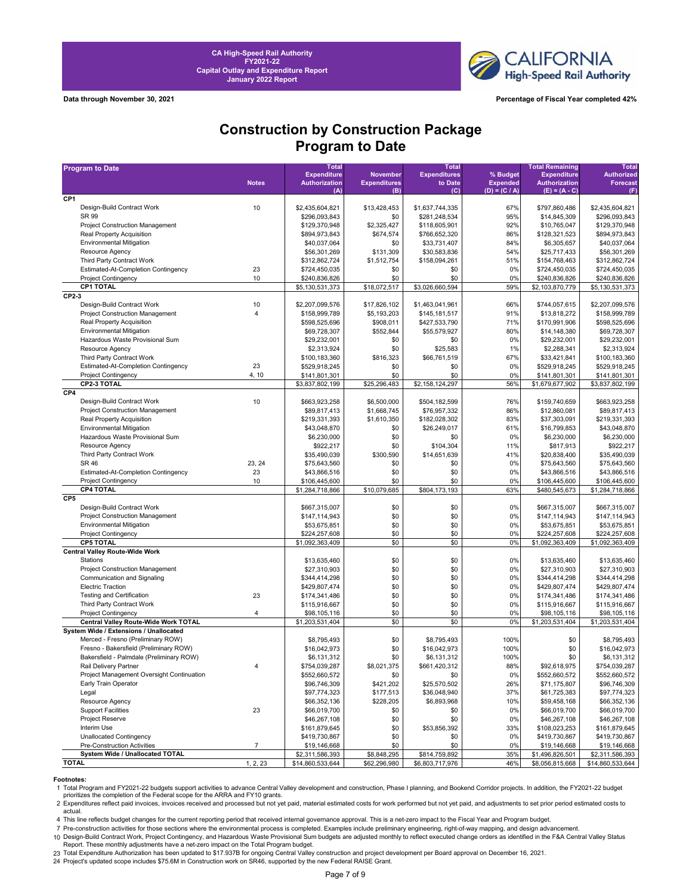CA High-Speed Rail Authority
FY2021-22
Capital Outlay and Expenditure Report
January 2022 Report

Data through November 30, 2021

Percentage of Fiscal Year completed 42%

# Construction by Construction Package
## Program to Date

| Program to Date | Notes | Total Expenditure Authorization (A) | November Expenditures (B) | Total Expenditures to Date (C) | % Budget Expended (D) = (C / A) | Total Remaining Expenditure Authorization (E) = (A - C) | Total Authorized Forecast (F) |
|---|---|---|---|---|---|---|---|
| **CP1** | | | | | | | |
| Design-Build Contract Work | 10 | $2,435,604,821 | $13,428,453 | $1,637,744,335 | 67% | $797,860,486 | $2,435,604,821 |
| SR 99 | | $296,093,843 | $0 | $281,248,534 | 95% | $14,845,309 | $296,093,843 |
| Project Construction Management | | $129,370,948 | $2,325,427 | $118,605,901 | 92% | $10,765,047 | $129,370,948 |
| Real Property Acquisition | | $894,973,843 | $674,574 | $766,652,320 | 86% | $128,321,523 | $894,973,843 |
| Environmental Mitigation | | $40,037,064 | $0 | $33,731,407 | 84% | $6,305,657 | $40,037,064 |
| Resource Agency | | $56,301,269 | $131,309 | $30,583,836 | 54% | $25,717,433 | $56,301,269 |
| Third Party Contract Work | | $312,862,724 | $1,512,754 | $158,094,261 | 51% | $154,768,463 | $312,862,724 |
| Estimated-At-Completion Contingency | 23 | $724,450,035 | $0 | $0 | 0% | $724,450,035 | $724,450,035 |
| Project Contingency | 10 | $240,836,826 | $0 | $0 | 0% | $240,836,826 | $240,836,826 |
| **CP1 TOTAL** | | $5,130,531,373 | $18,072,517 | $3,026,660,594 | 59% | $2,103,870,779 | $5,130,531,373 |
| **CP2-3** | | | | | | | |
| Design-Build Contract Work | 10 | $2,207,099,576 | $17,826,102 | $1,463,041,961 | 66% | $744,057,615 | $2,207,099,576 |
| Project Construction Management | 4 | $158,999,789 | $5,193,203 | $145,181,517 | 91% | $13,818,272 | $158,999,789 |
| Real Property Acquisition | | $598,525,696 | $908,011 | $427,533,790 | 71% | $170,991,906 | $598,525,696 |
| Environmental Mitigation | | $69,728,307 | $552,844 | $55,579,927 | 80% | $14,148,380 | $69,728,307 |
| Hazardous Waste Provisional Sum | | $29,232,001 | $0 | $0 | 0% | $29,232,001 | $29,232,001 |
| Resource Agency | | $2,313,924 | $0 | $25,583 | 1% | $2,288,341 | $2,313,924 |
| Third Party Contract Work | | $100,183,360 | $816,323 | $66,761,519 | 67% | $33,421,841 | $100,183,360 |
| Estimated-At-Completion Contingency | 23 | $529,918,245 | $0 | $0 | 0% | $529,918,245 | $529,918,245 |
| Project Contingency | 4, 10 | $141,801,301 | $0 | $0 | 0% | $141,801,301 | $141,801,301 |
| **CP2-3 TOTAL** | | $3,837,802,199 | $25,296,483 | $2,158,124,297 | 56% | $1,679,677,902 | $3,837,802,199 |
| **CP4** | | | | | | | |
| Design-Build Contract Work | 10 | $663,923,258 | $6,500,000 | $504,182,599 | 76% | $159,740,659 | $663,923,258 |
| Project Construction Management | | $89,817,413 | $1,668,745 | $76,957,332 | 86% | $12,860,081 | $89,817,413 |
| Real Property Acquisition | | $219,331,393 | $1,610,350 | $182,028,302 | 83% | $37,303,091 | $219,331,393 |
| Environmental Mitigation | | $43,048,870 | $0 | $26,249,017 | 61% | $16,799,853 | $43,048,870 |
| Hazardous Waste Provisional Sum | | $6,230,000 | $0 | $0 | 0% | $6,230,000 | $6,230,000 |
| Resource Agency | | $922,217 | $0 | $104,304 | 11% | $817,913 | $922,217 |
| Third Party Contract Work | | $35,490,039 | $300,590 | $14,651,639 | 41% | $20,838,400 | $35,490,039 |
| SR 46 | 23, 24 | $75,643,560 | $0 | $0 | 0% | $75,643,560 | $75,643,560 |
| Estimated-At-Completion Contingency | 23 | $43,866,516 | $0 | $0 | 0% | $43,866,516 | $43,866,516 |
| Project Contingency | 10 | $106,445,600 | $0 | $0 | 0% | $106,445,600 | $106,445,600 |
| **CP4 TOTAL** | | $1,284,718,866 | $10,079,685 | $804,173,193 | 63% | $480,545,673 | $1,284,718,866 |
| **CP5** | | | | | | | |
| Design-Build Contract Work | | $667,315,007 | $0 | $0 | 0% | $667,315,007 | $667,315,007 |
| Project Construction Management | | $147,114,943 | $0 | $0 | 0% | $147,114,943 | $147,114,943 |
| Environmental Mitigation | | $53,675,851 | $0 | $0 | 0% | $53,675,851 | $53,675,851 |
| Project Contingency | | $224,257,608 | $0 | $0 | 0% | $224,257,608 | $224,257,608 |
| **CP5 TOTAL** | | $1,092,363,409 | $0 | $0 | 0% | $1,092,363,409 | $1,092,363,409 |
| **Central Valley Route-Wide Work** | | | | | | | |
| Stations | | $13,635,460 | $0 | $0 | 0% | $13,635,460 | $13,635,460 |
| Project Construction Management | | $27,310,903 | $0 | $0 | 0% | $27,310,903 | $27,310,903 |
| Communication and Signaling | | $344,414,298 | $0 | $0 | 0% | $344,414,298 | $344,414,298 |
| Electric Traction | | $429,807,474 | $0 | $0 | 0% | $429,807,474 | $429,807,474 |
| Testing and Certification | 23 | $174,341,486 | $0 | $0 | 0% | $174,341,486 | $174,341,486 |
| Third Party Contract Work | | $115,916,667 | $0 | $0 | 0% | $115,916,667 | $115,916,667 |
| Project Contingency | 4 | $98,105,116 | $0 | $0 | 0% | $98,105,116 | $98,105,116 |
| **Central Valley Route-Wide Work TOTAL** | | $1,203,531,404 | $0 | $0 | 0% | $1,203,531,404 | $1,203,531,404 |
| **System Wide / Extensions / Unallocated** | | | | | | | |
| Merced - Fresno (Preliminary ROW) | | $8,795,493 | $0 | $8,795,493 | 100% | $0 | $8,795,493 |
| Fresno - Bakersfield (Preliminary ROW) | | $16,042,973 | $0 | $16,042,973 | 100% | $0 | $16,042,973 |
| Bakersfield - Palmdale (Preliminary ROW) | | $6,131,312 | $0 | $6,131,312 | 100% | $0 | $6,131,312 |
| Rail Delivery Partner | 4 | $754,039,287 | $8,021,375 | $661,420,312 | 88% | $92,618,975 | $754,039,287 |
| Project Management Oversight Continuation | | $552,660,572 | $0 | $0 | 0% | $552,660,572 | $552,660,572 |
| Early Train Operator | | $96,746,309 | $421,202 | $25,570,502 | 26% | $71,175,807 | $96,746,309 |
| Legal | | $97,774,323 | $177,513 | $36,048,940 | 37% | $61,725,383 | $97,774,323 |
| Resource Agency | | $66,352,136 | $228,205 | $6,893,968 | 10% | $59,458,168 | $66,352,136 |
| Support Facilities | 23 | $66,019,700 | $0 | $0 | 0% | $66,019,700 | $66,019,700 |
| Project Reserve | | $46,267,108 | $0 | $0 | 0% | $46,267,108 | $46,267,108 |
| Interim Use | | $161,879,645 | $0 | $53,856,392 | 33% | $108,023,253 | $161,879,645 |
| Unallocated Contingency | | $419,730,867 | $0 | $0 | 0% | $419,730,867 | $419,730,867 |
| Pre-Construction Activities | 7 | $19,146,668 | $0 | $0 | 0% | $19,146,668 | $19,146,668 |
| **System Wide / Unallocated TOTAL** | | $2,311,586,393 | $8,848,295 | $814,759,892 | 35% | $1,496,826,501 | $2,311,586,393 |
| **TOTAL** | 1, 2, 23 | $14,860,533,644 | $62,296,980 | $6,803,717,976 | 46% | $8,056,815,668 | $14,860,533,644 |

**Footnotes:**

1 Total Program and FY2021-22 budgets support activities to advance Central Valley development and construction, Phase I planning, and Bookend Corridor projects. In addition, the FY2021-22 budget prioritizes the completion of the Federal scope for the ARRA and FY10 grants.

2 Expenditures reflect paid invoices, invoices received and processed but not yet paid, material estimated costs for work performed but not yet paid, and adjustments to set prior period estimated costs to actual.

4 This line reflects budget changes for the current reporting period that received internal governance approval. This is a net-zero impact to the Fiscal Year and Program budget.

7 Pre-construction activities for those sections where the environmental process is completed. Examples include preliminary engineering, right-of-way mapping, and design advancement.

10 Design-Build Contract Work, Project Contingency, and Hazardous Waste Provisional Sum budgets are adjusted monthly to reflect executed change orders as identified in the F&A Central Valley Status Report. These monthly adjustments have a net-zero impact on the Total Program budget.

23 Total Expenditure Authorization has been updated to $17.937B for ongoing Central Valley construction and project development per Board approval on December 16, 2021.

24 Project's updated scope includes $75.6M in Construction work on SR46, supported by the new Federal RAISE Grant.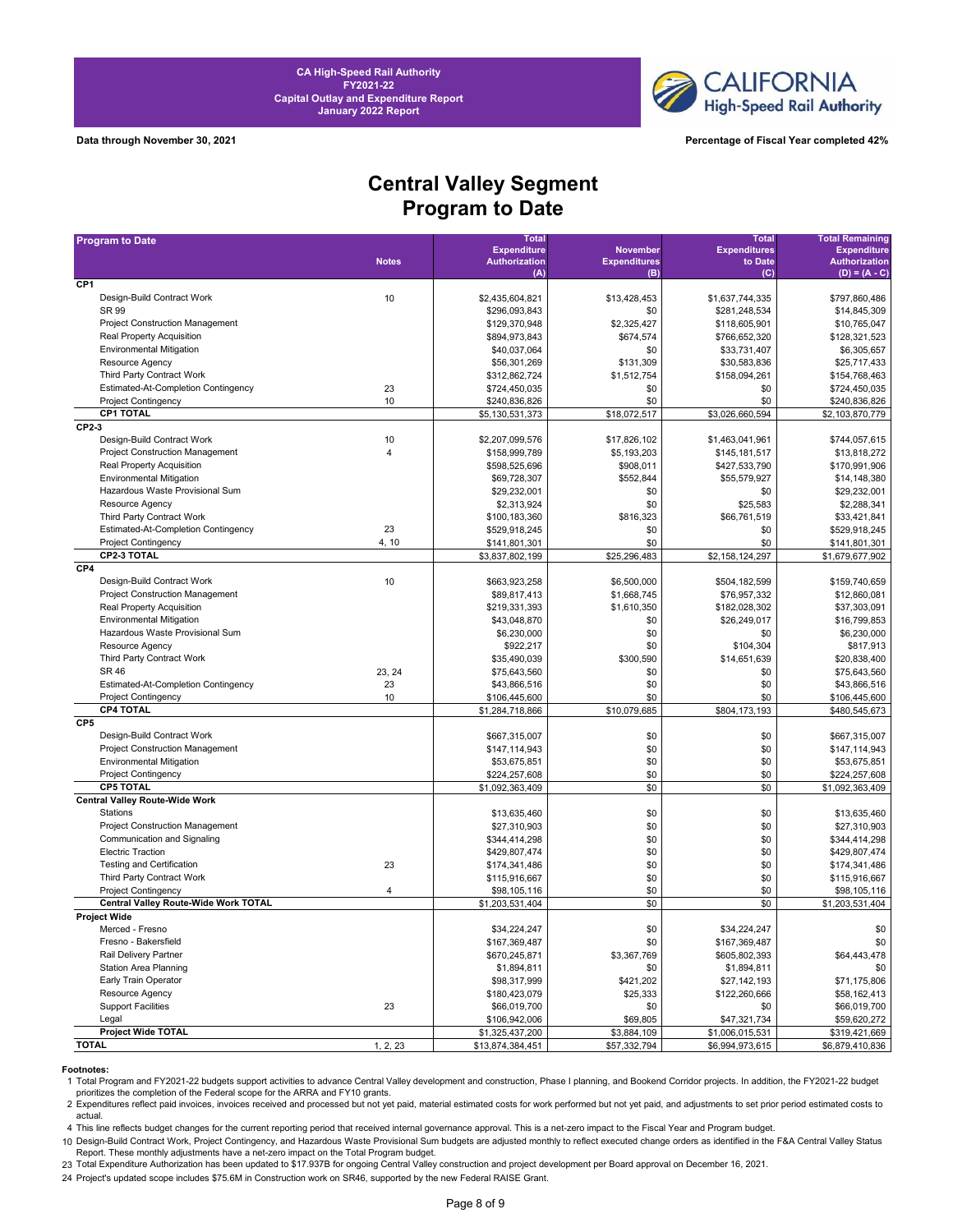CA High-Speed Rail Authority
FY2021-22
Capital Outlay and Expenditure Report
January 2022 Report

Data through November 30, 2021

Percentage of Fiscal Year completed 42%

# Central Valley Segment
# Program to Date

| Program to Date | Notes | Total Expenditure Authorization (A) | November Expenditures (B) | Total Expenditures to Date (C) | Total Remaining Expenditure Authorization (D) = (A - C) |
|---|---|---|---|---|---|
| **CP1** | | | | | |
| Design-Build Contract Work | 10 | $2,435,604,821 | $13,428,453 | $1,637,744,335 | $797,860,486 |
| SR 99 | | $296,093,843 | $0 | $281,248,534 | $14,845,309 |
| Project Construction Management | | $129,370,948 | $2,325,427 | $118,605,901 | $10,765,047 |
| Real Property Acquisition | | $894,973,843 | $674,574 | $766,652,320 | $128,321,523 |
| Environmental Mitigation | | $40,037,064 | $0 | $33,731,407 | $6,305,657 |
| Resource Agency | | $56,301,269 | $131,309 | $30,583,836 | $25,717,433 |
| Third Party Contract Work | | $312,862,724 | $1,512,754 | $158,094,261 | $154,768,463 |
| Estimated-At-Completion Contingency | 23 | $724,450,035 | $0 | $0 | $724,450,035 |
| Project Contingency | 10 | $240,836,826 | $0 | $0 | $240,836,826 |
| **CP1 TOTAL** | | $5,130,531,373 | $18,072,517 | $3,026,660,594 | $2,103,870,779 |
| **CP2-3** | | | | | |
| Design-Build Contract Work | 10 | $2,207,099,576 | $17,826,102 | $1,463,041,961 | $744,057,615 |
| Project Construction Management | 4 | $158,999,789 | $5,193,203 | $145,181,517 | $13,818,272 |
| Real Property Acquisition | | $598,525,696 | $908,011 | $427,533,790 | $170,991,906 |
| Environmental Mitigation | | $69,728,307 | $552,844 | $55,579,927 | $14,148,380 |
| Hazardous Waste Provisional Sum | | $29,232,001 | $0 | $0 | $29,232,001 |
| Resource Agency | | $2,313,924 | $0 | $25,583 | $2,288,341 |
| Third Party Contract Work | | $100,183,360 | $816,323 | $66,761,519 | $33,421,841 |
| Estimated-At-Completion Contingency | 23 | $529,918,245 | $0 | $0 | $529,918,245 |
| Project Contingency | 4, 10 | $141,801,301 | $0 | $0 | $141,801,301 |
| **CP2-3 TOTAL** | | $3,837,802,199 | $25,296,483 | $2,158,124,297 | $1,679,677,902 |
| **CP4** | | | | | |
| Design-Build Contract Work | 10 | $663,923,258 | $6,500,000 | $504,182,599 | $159,740,659 |
| Project Construction Management | | $89,817,413 | $1,668,745 | $76,957,332 | $12,860,081 |
| Real Property Acquisition | | $219,331,393 | $1,610,350 | $182,028,302 | $37,303,091 |
| Environmental Mitigation | | $43,048,870 | $0 | $26,249,017 | $16,799,853 |
| Hazardous Waste Provisional Sum | | $6,230,000 | $0 | $0 | $6,230,000 |
| Resource Agency | | $922,217 | $0 | $104,304 | $817,913 |
| Third Party Contract Work | | $35,490,039 | $300,590 | $14,651,639 | $20,838,400 |
| SR 46 | 23, 24 | $75,643,560 | $0 | $0 | $75,643,560 |
| Estimated-At-Completion Contingency | 23 | $43,866,516 | $0 | $0 | $43,866,516 |
| Project Contingency | 10 | $106,445,600 | $0 | $0 | $106,445,600 |
| **CP4 TOTAL** | | $1,284,718,866 | $10,079,685 | $804,173,193 | $480,545,673 |
| **CP5** | | | | | |
| Design-Build Contract Work | | $667,315,007 | $0 | $0 | $667,315,007 |
| Project Construction Management | | $147,114,943 | $0 | $0 | $147,114,943 |
| Environmental Mitigation | | $53,675,851 | $0 | $0 | $53,675,851 |
| Project Contingency | | $224,257,608 | $0 | $0 | $224,257,608 |
| **CP5 TOTAL** | | $1,092,363,409 | $0 | $0 | $1,092,363,409 |
| **Central Valley Route-Wide Work** | | | | | |
| Stations | | $13,635,460 | $0 | $0 | $13,635,460 |
| Project Construction Management | | $27,310,903 | $0 | $0 | $27,310,903 |
| Communication and Signaling | | $344,414,298 | $0 | $0 | $344,414,298 |
| Electric Traction | | $429,807,474 | $0 | $0 | $429,807,474 |
| Testing and Certification | 23 | $174,341,486 | $0 | $0 | $174,341,486 |
| Third Party Contract Work | | $115,916,667 | $0 | $0 | $115,916,667 |
| Project Contingency | 4 | $98,105,116 | $0 | $0 | $98,105,116 |
| **Central Valley Route-Wide Work TOTAL** | | $1,203,531,404 | $0 | $0 | $1,203,531,404 |
| **Project Wide** | | | | | |
| Merced - Fresno | | $34,224,247 | $0 | $34,224,247 | $0 |
| Fresno - Bakersfield | | $167,369,487 | $0 | $167,369,487 | $0 |
| Rail Delivery Partner | | $670,245,871 | $3,367,769 | $605,802,393 | $64,443,478 |
| Station Area Planning | | $1,894,811 | $0 | $1,894,811 | $0 |
| Early Train Operator | | $98,317,999 | $421,202 | $27,142,193 | $71,175,806 |
| Resource Agency | | $180,423,079 | $25,333 | $122,260,666 | $58,162,413 |
| Support Facilities | 23 | $66,019,700 | $0 | $0 | $66,019,700 |
| Legal | | $106,942,006 | $69,805 | $47,321,734 | $59,620,272 |
| **Project Wide TOTAL** | | $1,325,437,200 | $3,884,109 | $1,006,015,531 | $319,421,669 |
| **TOTAL** | 1, 2, 23 | $13,874,384,451 | $57,332,794 | $6,994,973,615 | $6,879,410,836 |

**Footnotes:**

1 Total Program and FY2021-22 budgets support activities to advance Central Valley development and construction, Phase I planning, and Bookend Corridor projects. In addition, the FY2021-22 budget prioritizes the completion of the Federal scope for the ARRA and FY10 grants.

2 Expenditures reflect paid invoices, invoices received and processed but not yet paid, material estimated costs for work performed but not yet paid, and adjustments to set prior period estimated costs to actual.

4 This line reflects budget changes for the current reporting period that received internal governance approval. This is a net-zero impact to the Fiscal Year and Program budget.

10 Design-Build Contract Work, Project Contingency, and Hazardous Waste Provisional Sum budgets are adjusted monthly to reflect executed change orders as identified in the F&A Central Valley Status Report. These monthly adjustments have a net-zero impact on the Total Program budget.

23 Total Expenditure Authorization has been updated to $17.937B for ongoing Central Valley construction and project development per Board approval on December 16, 2021.

24 Project's updated scope includes $75.6M in Construction work on SR46, supported by the new Federal RAISE Grant.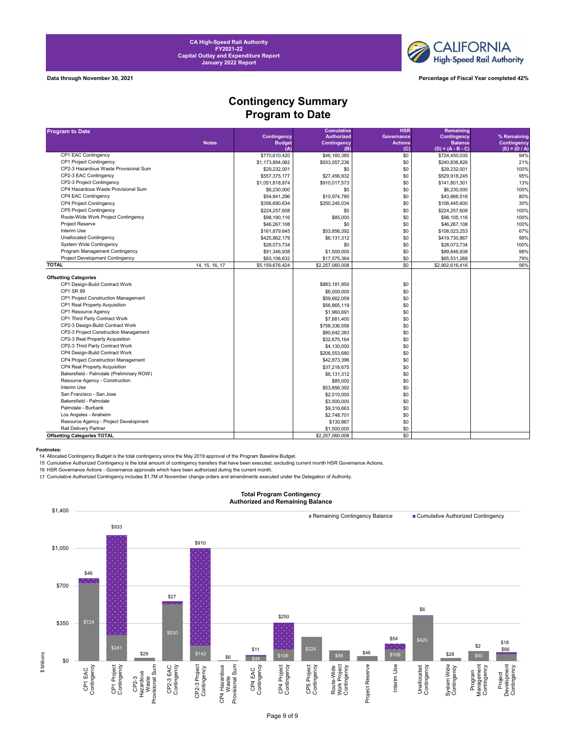CA High-Speed Rail Authority
FY2021-22
Capital Outlay and Expenditure Report
January 2022 Report

Data through November 30, 2021

Percentage of Fiscal Year completed 42%

# Contingency Summary
# Program to Date

| Program to Date | Notes | Contingency Budget (A) | Cumulative Authorized Contingency (B) | HSR Governance Actions (C) | Remaining Contingency Balance (D) = (A - B - C) | % Remaining Contingency (E) = (D / A) |
|---|---|---|---|---|---|---|
| CP1 EAC Contingency | | $770,610,420 | $46,160,385 | $0 | $724,450,035 | 94% |
| CP1 Project Contingency | | $1,173,894,062 | $933,057,236 | $0 | $240,836,826 | 21% |
| CP2-3 Hazardous Waste Provisional Sum | | $29,232,001 | $0 | $0 | $29,232,001 | 100% |
| CP2-3 EAC Contingency | | $557,375,177 | $27,456,932 | $0 | $529,918,245 | 95% |
| CP2-3 Project Contingency | | $1,051,818,874 | $910,017,573 | $0 | $141,801,301 | 13% |
| CP4 Hazardous Waste Provisional Sum | | $6,230,000 | $0 | $0 | $6,230,000 | 100% |
| CP4 EAC Contingency | | $54,841,296 | $10,974,780 | $0 | $43,866,516 | 80% |
| CP4 Project Contingency | | $356,690,634 | $250,245,034 | $0 | $106,445,600 | 30% |
| CP5 Project Contingency | | $224,257,608 | $0 | $0 | $224,257,608 | 100% |
| Route-Wide Work Project Contingency | | $98,190,116 | $85,000 | $0 | $98,105,116 | 100% |
| Project Reserve | | $46,267,108 | $0 | $0 | $46,267,108 | 100% |
| Interim Use | | $161,879,645 | $53,856,392 | $0 | $108,023,253 | 67% |
| Unallocated Contingency | | $425,862,179 | $6,131,312 | $0 | $419,730,867 | 99% |
| System Wide Contingency | | $28,073,734 | $0 | $0 | $28,073,734 | 100% |
| Program Management Contingency | | $91,346,938 | $1,500,000 | $0 | $89,846,938 | 98% |
| Project Development Contingency | | $83,106,632 | $17,575,364 | $0 | $65,531,268 | 79% |
| **TOTAL** | 14, 15, 16, 17 | $5,159,676,424 | $2,257,060,008 | $0 | $2,902,616,416 | 56% |

| Offsetting Categories | Notes | Contingency Budget (A) | Cumulative Authorized Contingency (B) | HSR Governance Actions (C) | Remaining Contingency Balance (D) | % Remaining Contingency (E) |
|---|---|---|---|---|---|---|
| CP1 Design-Build Contract Work | | | $883,181,950 | $0 | | |
| CP1 SR 99 | | | $6,000,000 | $0 | | |
| CP1 Project Construction Management | | | $59,662,059 | $0 | | |
| CP1 Real Property Acquisition | | | $56,865,119 | $0 | | |
| CP1 Resource Agency | | | $1,960,691 | $0 | | |
| CP1 Third Party Contract Work | | | $7,681,400 | $0 | | |
| CP2-3 Design-Build Contract Work | | | $758,336,556 | $0 | | |
| CP2-3 Project Construction Management | | | $80,642,383 | $0 | | |
| CP2-3 Real Property Acquisition | | | $32,675,164 | $0 | | |
| CP2-3 Third Party Contract Work | | | $4,130,000 | $0 | | |
| CP4 Design-Build Contract Work | | | $206,553,680 | $0 | | |
| CP4 Project Construction Management | | | $42,873,396 | $0 | | |
| CP4 Real Property Acquisition | | | $37,218,675 | $0 | | |
| Bakersfield - Palmdale (Preliminary ROW) | | | $6,131,312 | $0 | | |
| Resource Agency - Construction | | | $85,000 | $0 | | |
| Interim Use | | | $53,856,392 | $0 | | |
| San Francisco - San Jose | | | $2,010,000 | $0 | | |
| Bakersfield - Palmdale | | | $3,500,000 | $0 | | |
| Palmdale - Burbank | | | $9,316,663 | $0 | | |
| Los Angeles - Anaheim | | | $2,748,701 | $0 | | |
| Resource Agency - Project Development | | | $130,867 | $0 | | |
| Rail Delivery Partner | | | $1,500,000 | $0 | | |
| **Offsetting Categories TOTAL** | | | $2,257,060,008 | $0 | | |

**Footnotes:**

14 Allocated Contingency Budget is the total contingency since the May 2019 approval of the Program Baseline Budget.
15 Cumulative Authorized Contingency is the total amount of contingency transfers that have been executed, excluding current month HSR Governance Actions.
16 HSR Governance Actions - Governance approvals which have been authorized during the current month.
17 Cumulative Authorized Contingency includes $1.7M of November change orders and amendments executed under the Delegation of Authority.

**Total Program Contingency**
**Authorized and Remaining Balance**

Remaining Contingency Balance ■ Cumulative Authorized Contingency

$ Millions: $1,400, $1,050, $700, $350, $0

CP1 EAC Contingency: $46, $724
CP1 Project Contingency: $933, $241
CP2-3 Hazardous Waste Provisional Sum: $29
CP2-3 EAC Contingency: $27, $530
CP2-3 Project Contingency: $910, $142
CP4 Hazardous Waste Provisional Sum: $6
CP4 EAC Contingency: $11, $44
CP4 Project Contingency: $250, $106
CP5 Project Contingency: $224
Route-Wide Work Project Contingency: $98
Project Reserve: $46
Interim Use: $54, $108
Unallocated Contingency: $6, $420
System Wide Contingency: $28
Program Management Contingency: $2, $90
Project Development Contingency: $18, $66